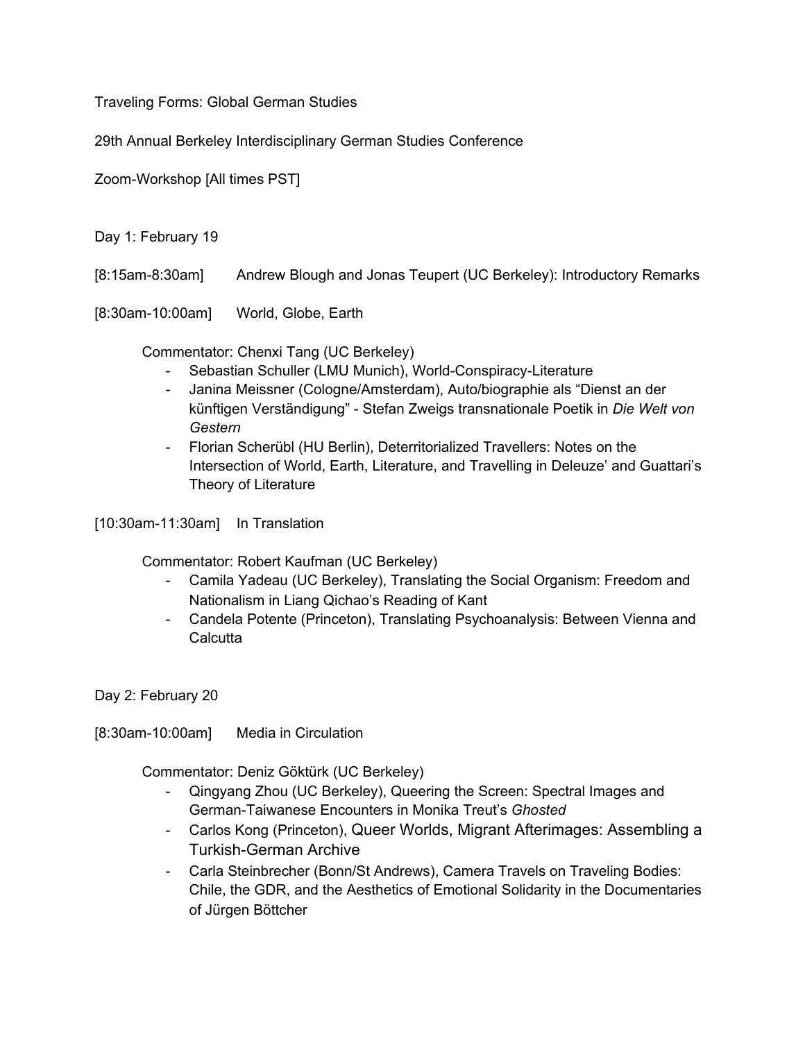Traveling Forms: Global German Studies

29th Annual Berkeley Interdisciplinary German Studies Conference

Zoom-Workshop [All times PST]

Day 1: February 19

[8:15am-8:30am] Andrew Blough and Jonas Teupert (UC Berkeley): Introductory Remarks

[8:30am-10:00am] World, Globe, Earth

Commentator: Chenxi Tang (UC Berkeley)

- Sebastian Schuller (LMU Munich), World-Conspiracy-Literature
- Janina Meissner (Cologne/Amsterdam), Auto/biographie als "Dienst an der künftigen Verständigung" - Stefan Zweigs transnationale Poetik in *Die Welt von Gestern*
- Florian Scherübl (HU Berlin), Deterritorialized Travellers: Notes on the Intersection of World, Earth, Literature, and Travelling in Deleuze' and Guattari's Theory of Literature

[10:30am-11:30am] In Translation

Commentator: Robert Kaufman (UC Berkeley)

- Camila Yadeau (UC Berkeley), Translating the Social Organism: Freedom and Nationalism in Liang Qichao's Reading of Kant
- Candela Potente (Princeton), Translating Psychoanalysis: Between Vienna and Calcutta

Day 2: February 20

[8:30am-10:00am] Media in Circulation

Commentator: Deniz Göktürk (UC Berkeley)

- Qingyang Zhou (UC Berkeley), Queering the Screen: Spectral Images and German-Taiwanese Encounters in Monika Treut's *Ghosted*
- Carlos Kong (Princeton), Queer Worlds, Migrant Afterimages: Assembling a Turkish-German Archive
- Carla Steinbrecher (Bonn/St Andrews), Camera Travels on Traveling Bodies: Chile, the GDR, and the Aesthetics of Emotional Solidarity in the Documentaries of Jürgen Böttcher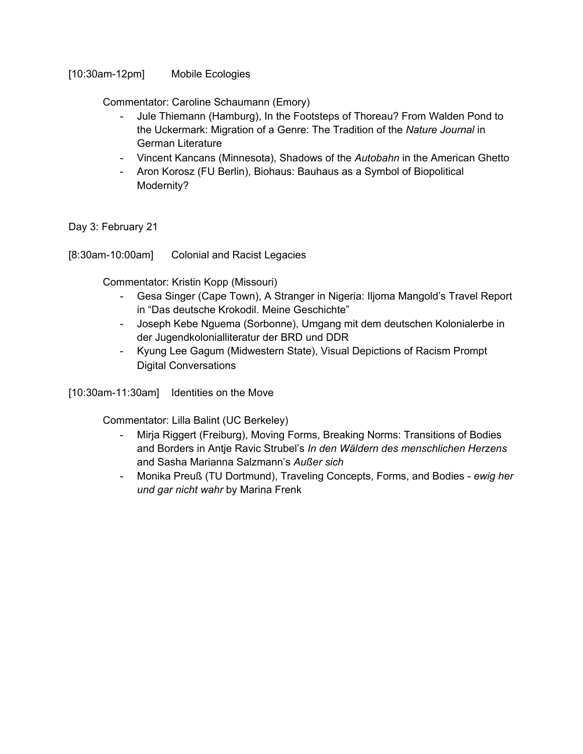[10:30am-12pm] Mobile Ecologies

Commentator: Caroline Schaumann (Emory)

- Jule Thiemann (Hamburg), In the Footsteps of Thoreau? From Walden Pond to the Uckermark: Migration of a Genre: The Tradition of the *Nature Journal* in German Literature
- Vincent Kancans (Minnesota), Shadows of the *Autobahn* in the American Ghetto
- Aron Korosz (FU Berlin), Biohaus: Bauhaus as a Symbol of Biopolitical Modernity?

Day 3: February 21

[8:30am-10:00am] Colonial and Racist Legacies

Commentator: Kristin Kopp (Missouri)

- Gesa Singer (Cape Town), A Stranger in Nigeria: Iljoma Mangold's Travel Report in "Das deutsche Krokodil. Meine Geschichte"
- Joseph Kebe Nguema (Sorbonne), Umgang mit dem deutschen Kolonialerbe in der Jugendkolonialliteratur der BRD und DDR
- Kyung Lee Gagum (Midwestern State), Visual Depictions of Racism Prompt Digital Conversations

[10:30am-11:30am] Identities on the Move

Commentator: Lilla Balint (UC Berkeley)

- Mirja Riggert (Freiburg), Moving Forms, Breaking Norms: Transitions of Bodies and Borders in Antje Ravic Strubel's *In den Wäldern des menschlichen Herzens* and Sasha Marianna Salzmann's *Außer sich*
- Monika Preuß (TU Dortmund), Traveling Concepts, Forms, and Bodies - *ewig her und gar nicht wahr* by Marina Frenk